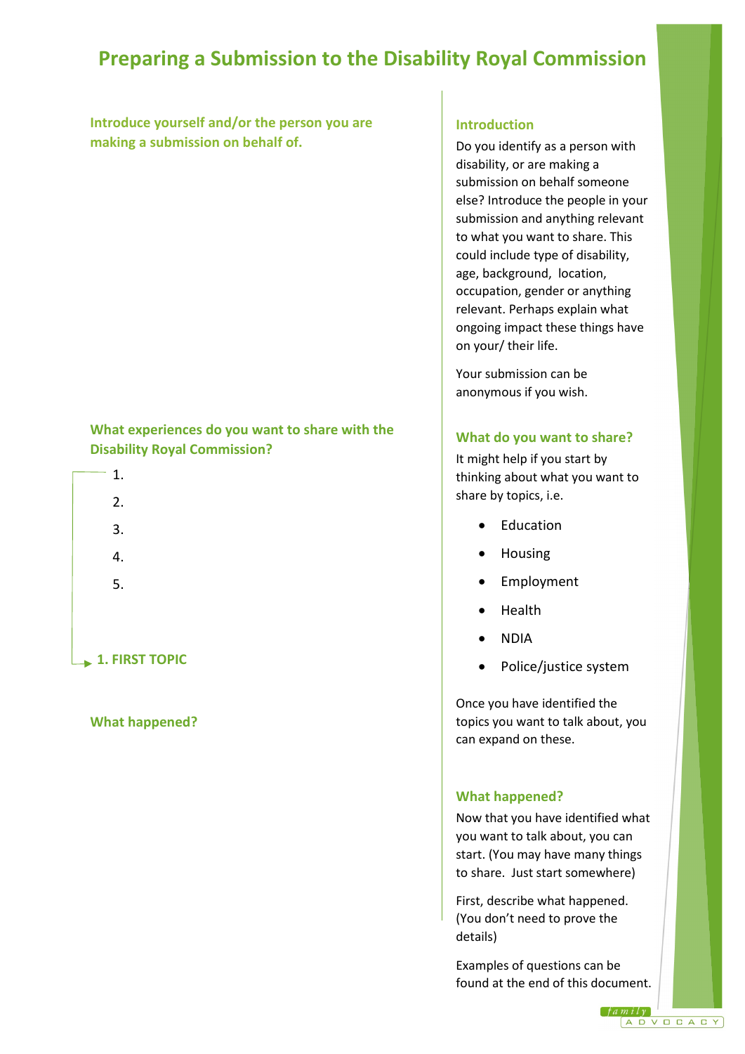# Preparing a Submission to the Disability Royal Commission

**Introduce yourself and/or the person you are making a submission on behalf of.**

**What experiences do you want to share with the Disability Royal Commission?**

1. 
2. 
3. 
4. 
5. 

**1. FIRST TOPIC**

**What happened?**

### Introduction

Do you identify as a person with disability, or are making a submission on behalf someone else? Introduce the people in your submission and anything relevant to what you want to share. This could include type of disability, age, background, location, occupation, gender or anything relevant. Perhaps explain what ongoing impact these things have on your/ their life.

Your submission can be anonymous if you wish.

### What do you want to share?

It might help if you start by thinking about what you want to share by topics, i.e.

- Education
- Housing
- Employment
- Health
- NDIA
- Police/justice system

Once you have identified the topics you want to talk about, you can expand on these.

### What happened?

Now that you have identified what you want to talk about, you can start. (You may have many things to share. Just start somewhere)

First, describe what happened. (You don't need to prove the details)

Examples of questions can be found at the end of this document.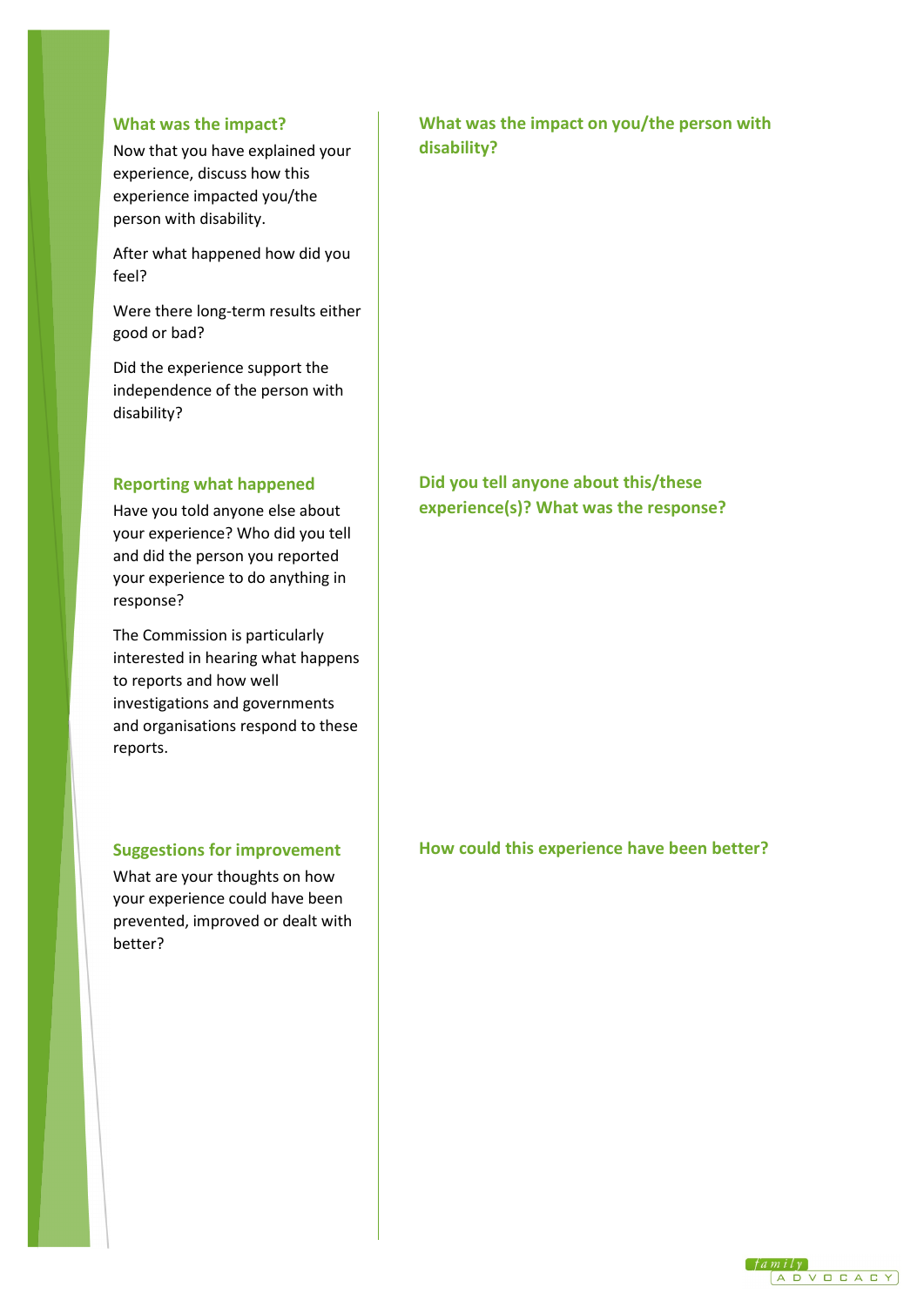## What was the impact?

Now that you have explained your experience, discuss how this experience impacted you/the person with disability.

After what happened how did you feel?

Were there long-term results either good or bad?

Did the experience support the independence of the person with disability?

### What was the impact on you/the person with disability?

## Reporting what happened

Have you told anyone else about your experience? Who did you tell and did the person you reported your experience to do anything in response?

The Commission is particularly interested in hearing what happens to reports and how well investigations and governments and organisations respond to these reports.

### Did you tell anyone about this/these experience(s)? What was the response?

## Suggestions for improvement

What are your thoughts on how your experience could have been prevented, improved or dealt with better?

### How could this experience have been better?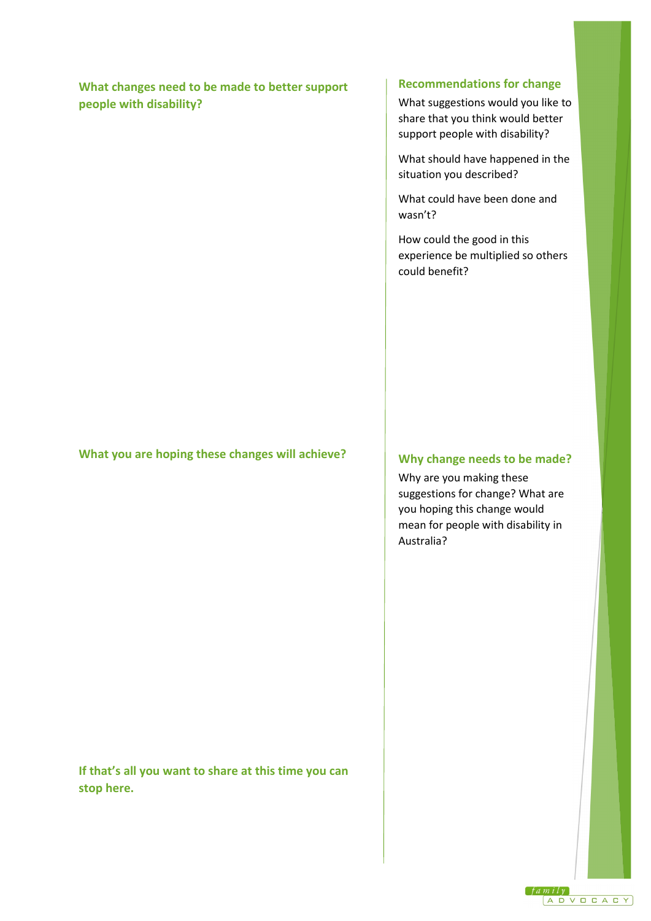## What changes need to be made to better support people with disability?

## Recommendations for change

What suggestions would you like to share that you think would better support people with disability?

What should have happened in the situation you described?

What could have been done and wasn't?

How could the good in this experience be multiplied so others could benefit?

## What you are hoping these changes will achieve?

## Why change needs to be made?

Why are you making these suggestions for change? What are you hoping this change would mean for people with disability in Australia?

## If that's all you want to share at this time you can stop here.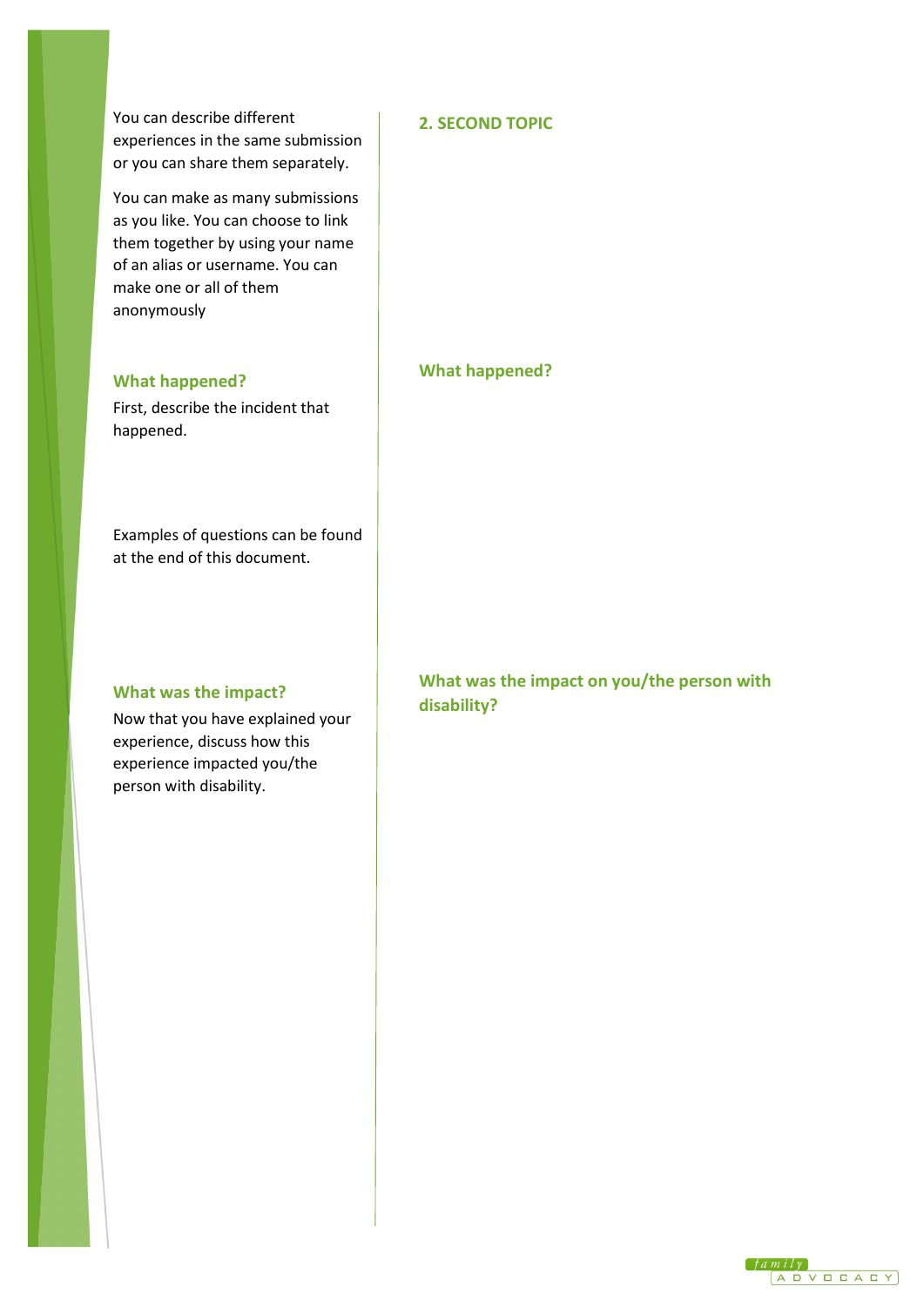You can describe different experiences in the same submission or you can share them separately.

You can make as many submissions as you like. You can choose to link them together by using your name of an alias or username. You can make one or all of them anonymously

### What happened?

First, describe the incident that happened.

Examples of questions can be found at the end of this document.

### What was the impact?

Now that you have explained your experience, discuss how this experience impacted you/the person with disability.

## 2. SECOND TOPIC

### What happened?

### What was the impact on you/the person with disability?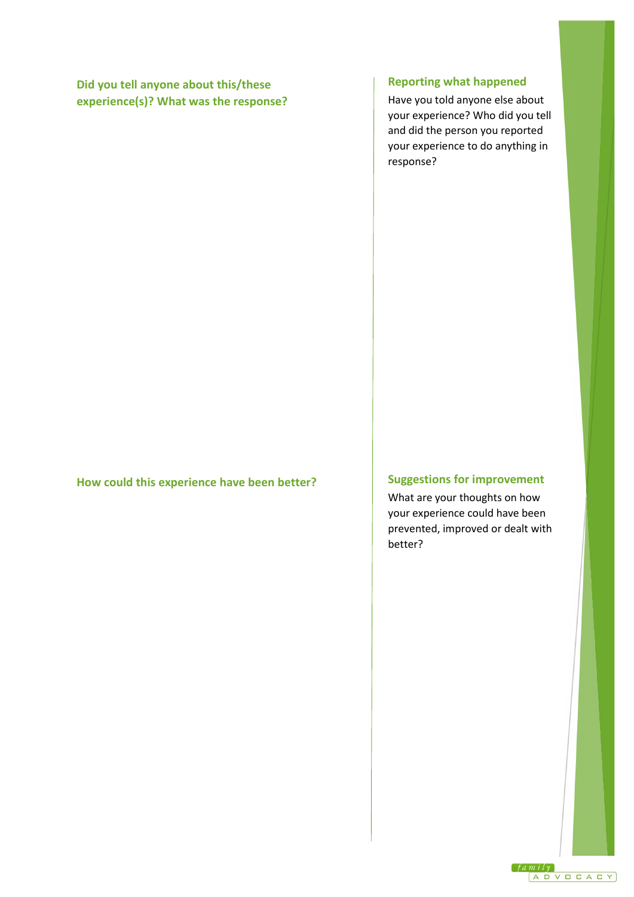**Did you tell anyone about this/these experience(s)? What was the response?**

### Reporting what happened

Have you told anyone else about your experience? Who did you tell and did the person you reported your experience to do anything in response?

**How could this experience have been better?**

### Suggestions for improvement

What are your thoughts on how your experience could have been prevented, improved or dealt with better?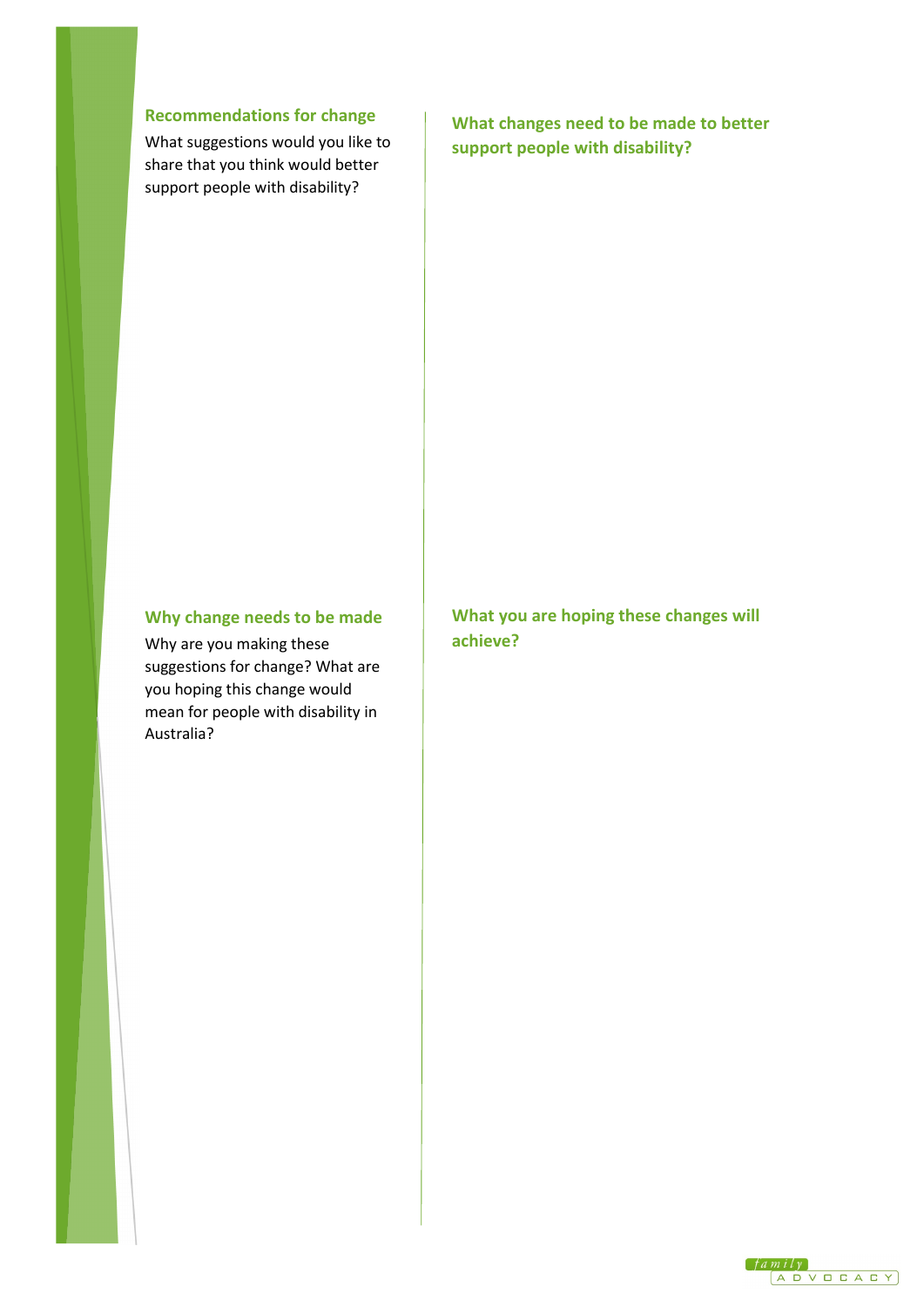## Recommendations for change

What suggestions would you like to share that you think would better support people with disability?

## What changes need to be made to better support people with disability?

## Why change needs to be made

Why are you making these suggestions for change? What are you hoping this change would mean for people with disability in Australia?

## What you are hoping these changes will achieve?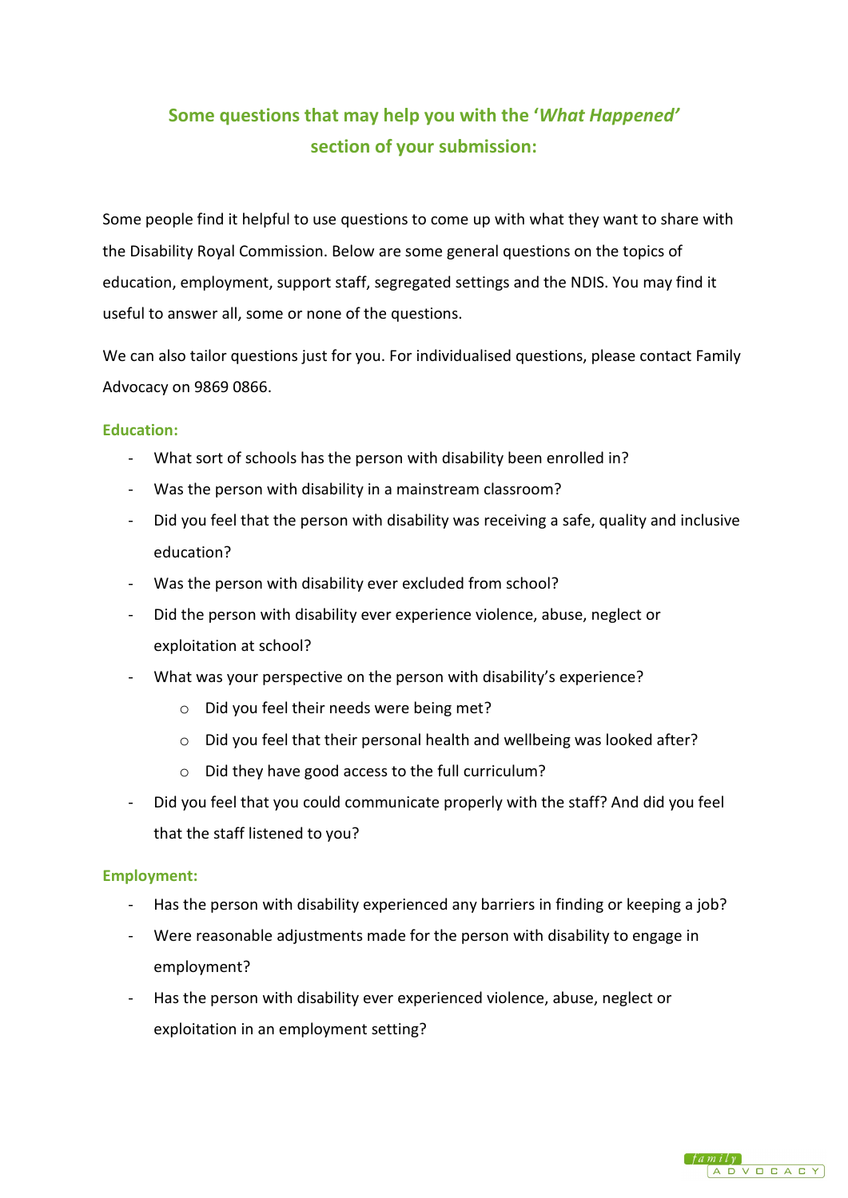## Some questions that may help you with the '*What Happened*' section of your submission:

Some people find it helpful to use questions to come up with what they want to share with the Disability Royal Commission. Below are some general questions on the topics of education, employment, support staff, segregated settings and the NDIS. You may find it useful to answer all, some or none of the questions.

We can also tailor questions just for you. For individualised questions, please contact Family Advocacy on 9869 0866.

### Education:

- What sort of schools has the person with disability been enrolled in?
- Was the person with disability in a mainstream classroom?
- Did you feel that the person with disability was receiving a safe, quality and inclusive education?
- Was the person with disability ever excluded from school?
- Did the person with disability ever experience violence, abuse, neglect or exploitation at school?
- What was your perspective on the person with disability's experience?
  - Did you feel their needs were being met?
  - Did you feel that their personal health and wellbeing was looked after?
  - Did they have good access to the full curriculum?
- Did you feel that you could communicate properly with the staff? And did you feel that the staff listened to you?

### Employment:

- Has the person with disability experienced any barriers in finding or keeping a job?
- Were reasonable adjustments made for the person with disability to engage in employment?
- Has the person with disability ever experienced violence, abuse, neglect or exploitation in an employment setting?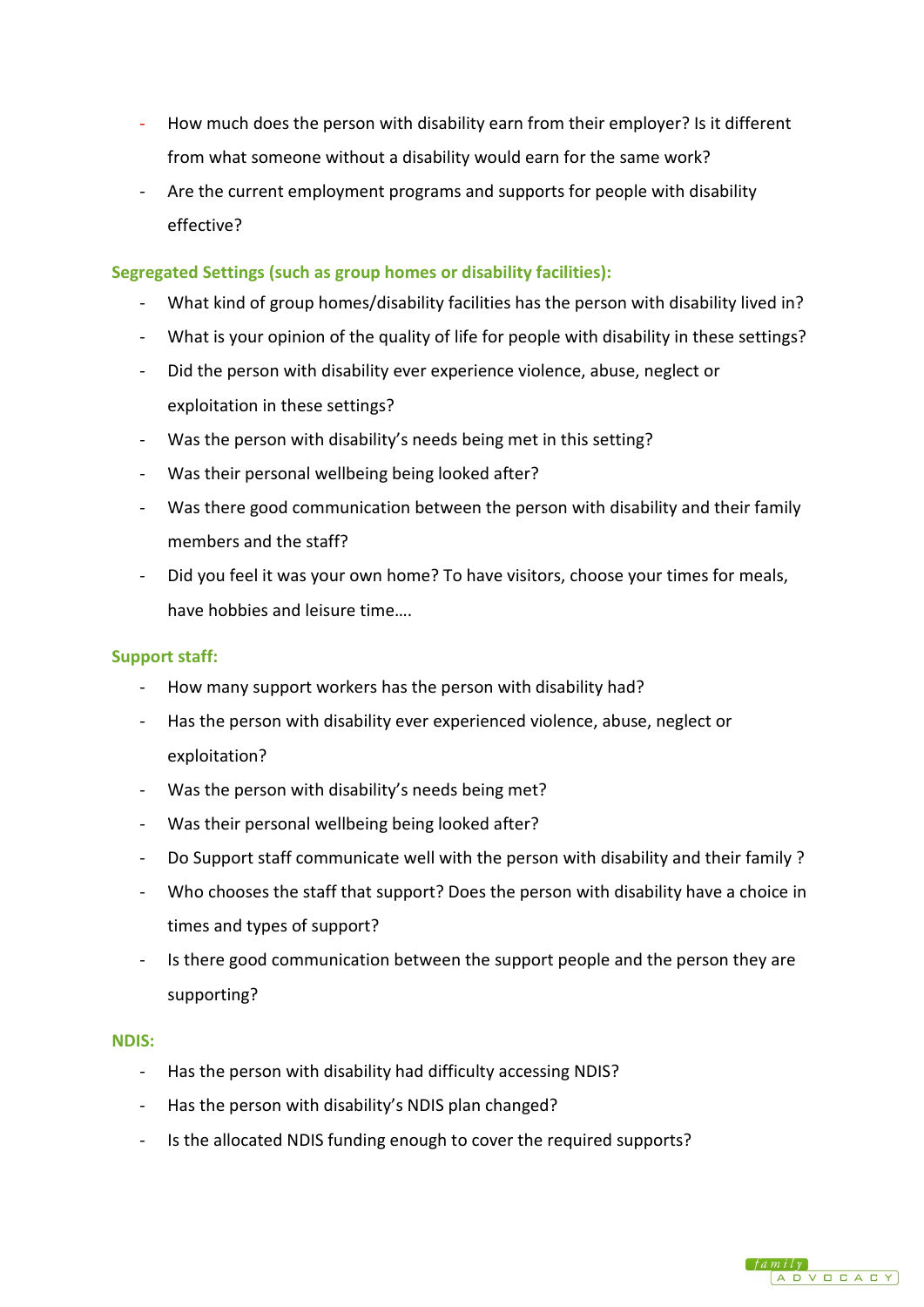- How much does the person with disability earn from their employer? Is it different from what someone without a disability would earn for the same work?
- Are the current employment programs and supports for people with disability effective?

**Segregated Settings (such as group homes or disability facilities):**

- What kind of group homes/disability facilities has the person with disability lived in?
- What is your opinion of the quality of life for people with disability in these settings?
- Did the person with disability ever experience violence, abuse, neglect or exploitation in these settings?
- Was the person with disability's needs being met in this setting?
- Was their personal wellbeing being looked after?
- Was there good communication between the person with disability and their family members and the staff?
- Did you feel it was your own home? To have visitors, choose your times for meals, have hobbies and leisure time….

**Support staff:**

- How many support workers has the person with disability had?
- Has the person with disability ever experienced violence, abuse, neglect or exploitation?
- Was the person with disability's needs being met?
- Was their personal wellbeing being looked after?
- Do Support staff communicate well with the person with disability and their family ?
- Who chooses the staff that support? Does the person with disability have a choice in times and types of support?
- Is there good communication between the support people and the person they are supporting?

**NDIS:**

- Has the person with disability had difficulty accessing NDIS?
- Has the person with disability's NDIS plan changed?
- Is the allocated NDIS funding enough to cover the required supports?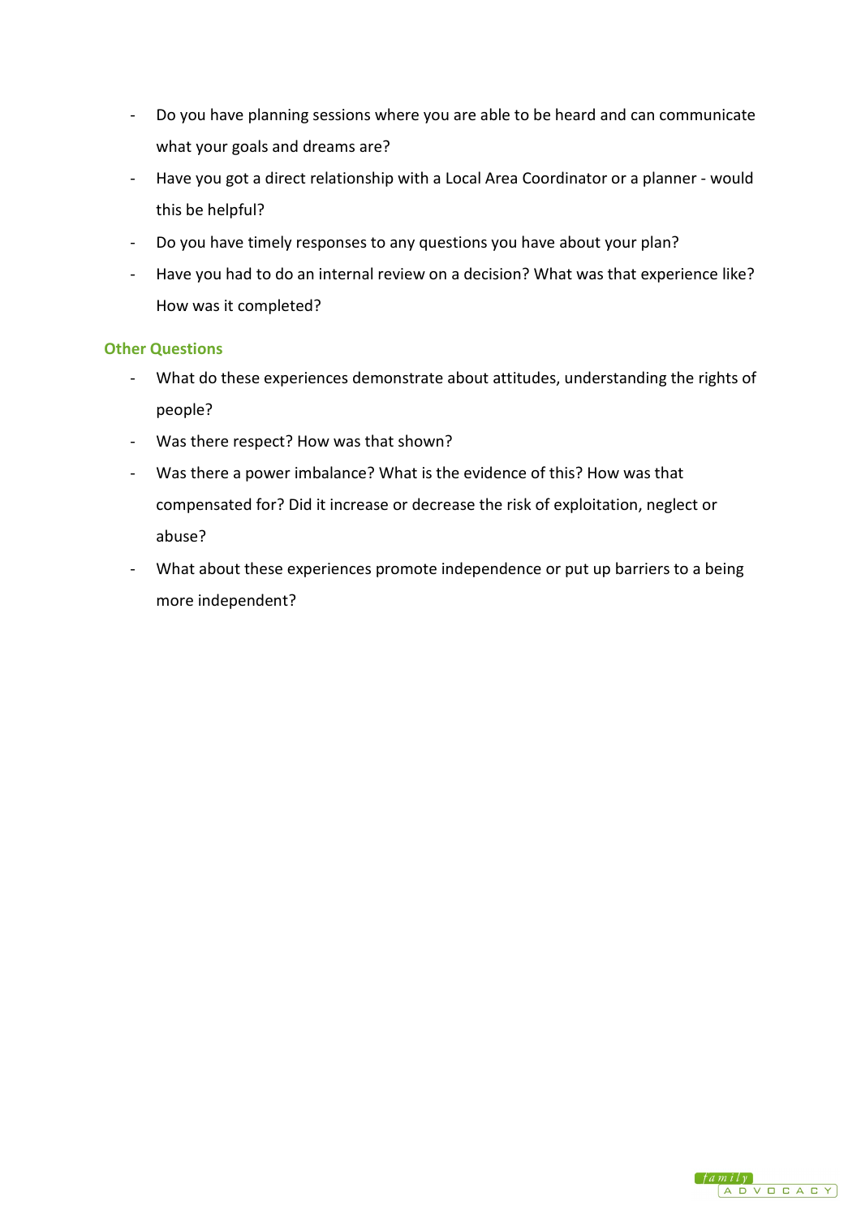- Do you have planning sessions where you are able to be heard and can communicate what your goals and dreams are?
- Have you got a direct relationship with a Local Area Coordinator or a planner - would this be helpful?
- Do you have timely responses to any questions you have about your plan?
- Have you had to do an internal review on a decision? What was that experience like? How was it completed?

### Other Questions

- What do these experiences demonstrate about attitudes, understanding the rights of people?
- Was there respect? How was that shown?
- Was there a power imbalance? What is the evidence of this? How was that compensated for? Did it increase or decrease the risk of exploitation, neglect or abuse?
- What about these experiences promote independence or put up barriers to a being more independent?